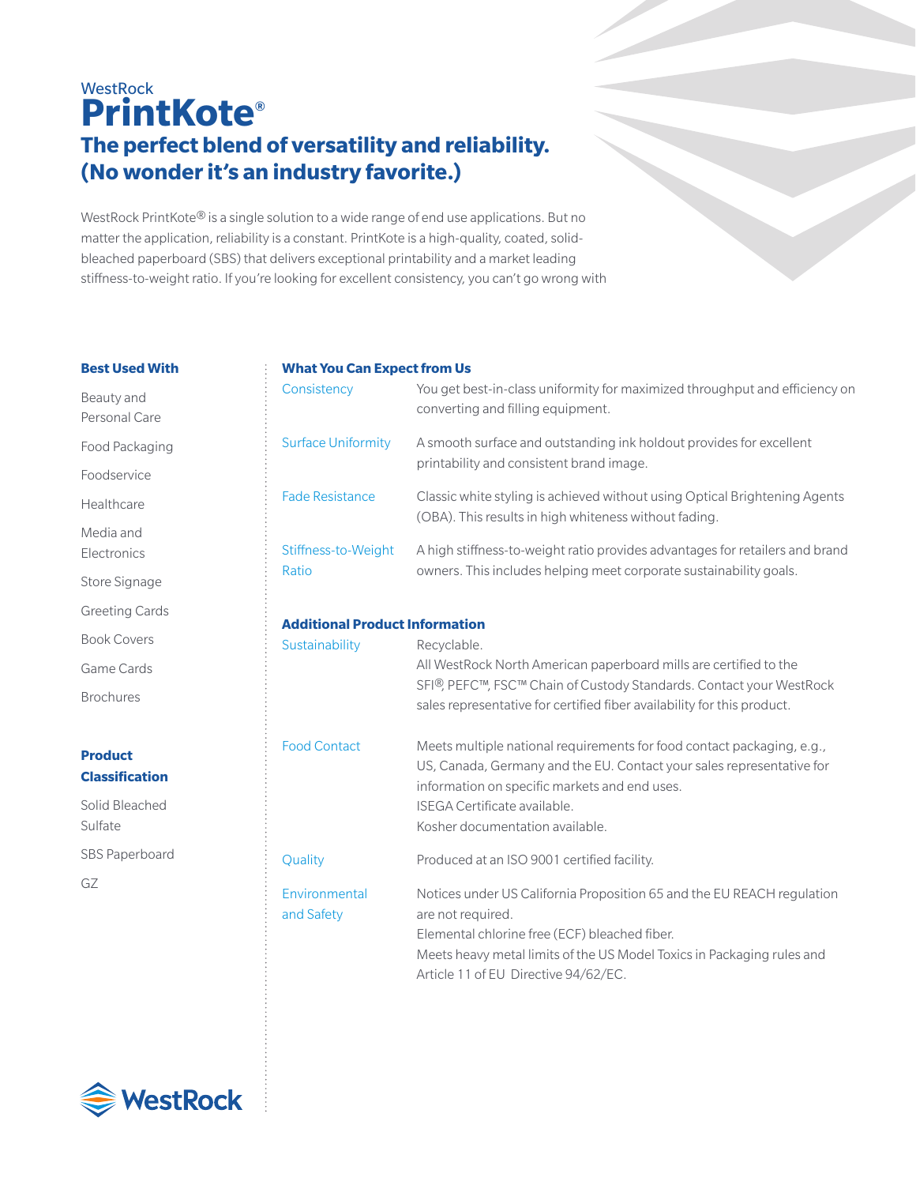WestRock

# PrintKote®

## The perfect blend of versatility and reliability. (No wonder it's an industry favorite.)

WestRock PrintKote® is a single solution to a wide range of end use applications. But no matter the application, reliability is a constant. PrintKote is a high-quality, coated, solid-bleached paperboard (SBS) that delivers exceptional printability and a market leading stiffness-to-weight ratio. If you're looking for excellent consistency, you can't go wrong with

### Best Used With

- Beauty and Personal Care
- Food Packaging
- Foodservice
- Healthcare
- Media and Electronics
- Store Signage
- Greeting Cards
- Book Covers
- Game Cards
- Brochures

### Product Classification

- Solid Bleached Sulfate
- SBS Paperboard
- GZ

### What You Can Expect from Us

| | |
|---|---|
| Consistency | You get best-in-class uniformity for maximized throughput and efficiency on converting and filling equipment. |
| Surface Uniformity | A smooth surface and outstanding ink holdout provides for excellent printability and consistent brand image. |
| Fade Resistance | Classic white styling is achieved without using Optical Brightening Agents (OBA). This results in high whiteness without fading. |
| Stiffness-to-Weight Ratio | A high stiffness-to-weight ratio provides advantages for retailers and brand owners. This includes helping meet corporate sustainability goals. |

### Additional Product Information

| | |
|---|---|
| Sustainability | Recyclable.<br>All WestRock North American paperboard mills are certified to the SFI®, PEFC™, FSC™ Chain of Custody Standards. Contact your WestRock sales representative for certified fiber availability for this product. |
| Food Contact | Meets multiple national requirements for food contact packaging, e.g., US, Canada, Germany and the EU. Contact your sales representative for information on specific markets and end uses.<br>ISEGA Certificate available.<br>Kosher documentation available. |
| Quality | Produced at an ISO 9001 certified facility. |
| Environmental and Safety | Notices under US California Proposition 65 and the EU REACH regulation are not required.<br>Elemental chlorine free (ECF) bleached fiber.<br>Meets heavy metal limits of the US Model Toxics in Packaging rules and Article 11 of EU Directive 94/62/EC. |

WestRock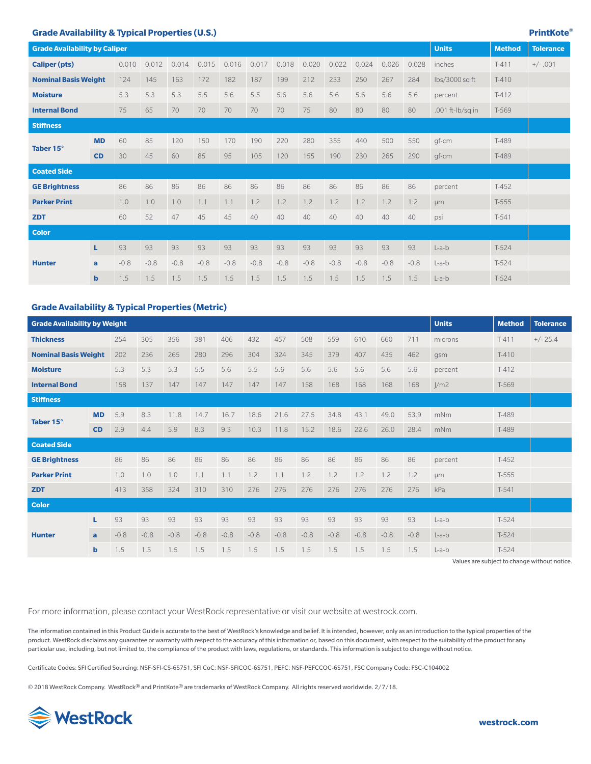## Grade Availability & Typical Properties (U.S.)

PrintKote®

| Grade Availability by Caliper | | | | | | | | | | | | | | Units | Method | Tolerance |
|---|---|---|---|---|---|---|---|---|---|---|---|---|---|---|---|---|
| **Caliper (pts)** | | 0.010 | 0.012 | 0.014 | 0.015 | 0.016 | 0.017 | 0.018 | 0.020 | 0.022 | 0.024 | 0.026 | 0.028 | inches | T-411 | +/- .001 |
| **Nominal Basis Weight** | | 124 | 145 | 163 | 172 | 182 | 187 | 199 | 212 | 233 | 250 | 267 | 284 | lbs/3000 sq ft | T-410 | |
| **Moisture** | | 5.3 | 5.3 | 5.3 | 5.5 | 5.6 | 5.5 | 5.6 | 5.6 | 5.6 | 5.6 | 5.6 | 5.6 | percent | T-412 | |
| **Internal Bond** | | 75 | 65 | 70 | 70 | 70 | 70 | 70 | 75 | 80 | 80 | 80 | 80 | .001 ft-lb/sq in | T-569 | |
| **Stiffness** | | | | | | | | | | | | | | | | |
| **Taber 15°** | **MD** | 60 | 85 | 120 | 150 | 170 | 190 | 220 | 280 | 355 | 440 | 500 | 550 | gf-cm | T-489 | |
| | **CD** | 30 | 45 | 60 | 85 | 95 | 105 | 120 | 155 | 190 | 230 | 265 | 290 | gf-cm | T-489 | |
| **Coated Side** | | | | | | | | | | | | | | | | |
| **GE Brightness** | | 86 | 86 | 86 | 86 | 86 | 86 | 86 | 86 | 86 | 86 | 86 | 86 | percent | T-452 | |
| **Parker Print** | | 1.0 | 1.0 | 1.0 | 1.1 | 1.1 | 1.2 | 1.2 | 1.2 | 1.2 | 1.2 | 1.2 | 1.2 | µm | T-555 | |
| **ZDT** | | 60 | 52 | 47 | 45 | 45 | 40 | 40 | 40 | 40 | 40 | 40 | 40 | psi | T-541 | |
| **Color** | | | | | | | | | | | | | | | | |
| **Hunter** | **L** | 93 | 93 | 93 | 93 | 93 | 93 | 93 | 93 | 93 | 93 | 93 | 93 | L-a-b | T-524 | |
| | **a** | -0.8 | -0.8 | -0.8 | -0.8 | -0.8 | -0.8 | -0.8 | -0.8 | -0.8 | -0.8 | -0.8 | -0.8 | L-a-b | T-524 | |
| | **b** | 1.5 | 1.5 | 1.5 | 1.5 | 1.5 | 1.5 | 1.5 | 1.5 | 1.5 | 1.5 | 1.5 | 1.5 | L-a-b | T-524 | |

## Grade Availability & Typical Properties (Metric)

| Grade Availability by Weight | | | | | | | | | | | | | | Units | Method | Tolerance |
|---|---|---|---|---|---|---|---|---|---|---|---|---|---|---|---|---|
| **Thickness** | | 254 | 305 | 356 | 381 | 406 | 432 | 457 | 508 | 559 | 610 | 660 | 711 | microns | T-411 | +/- 25.4 |
| **Nominal Basis Weight** | | 202 | 236 | 265 | 280 | 296 | 304 | 324 | 345 | 379 | 407 | 435 | 462 | gsm | T-410 | |
| **Moisture** | | 5.3 | 5.3 | 5.3 | 5.5 | 5.6 | 5.5 | 5.6 | 5.6 | 5.6 | 5.6 | 5.6 | 5.6 | percent | T-412 | |
| **Internal Bond** | | 158 | 137 | 147 | 147 | 147 | 147 | 147 | 158 | 168 | 168 | 168 | 168 | J/m2 | T-569 | |
| **Stiffness** | | | | | | | | | | | | | | | | |
| **Taber 15°** | **MD** | 5.9 | 8.3 | 11.8 | 14.7 | 16.7 | 18.6 | 21.6 | 27.5 | 34.8 | 43.1 | 49.0 | 53.9 | mNm | T-489 | |
| | **CD** | 2.9 | 4.4 | 5.9 | 8.3 | 9.3 | 10.3 | 11.8 | 15.2 | 18.6 | 22.6 | 26.0 | 28.4 | mNm | T-489 | |
| **Coated Side** | | | | | | | | | | | | | | | | |
| **GE Brightness** | | 86 | 86 | 86 | 86 | 86 | 86 | 86 | 86 | 86 | 86 | 86 | 86 | percent | T-452 | |
| **Parker Print** | | 1.0 | 1.0 | 1.0 | 1.1 | 1.1 | 1.2 | 1.1 | 1.2 | 1.2 | 1.2 | 1.2 | 1.2 | µm | T-555 | |
| **ZDT** | | 413 | 358 | 324 | 310 | 310 | 276 | 276 | 276 | 276 | 276 | 276 | 276 | kPa | T-541 | |
| **Color** | | | | | | | | | | | | | | | | |
| **Hunter** | **L** | 93 | 93 | 93 | 93 | 93 | 93 | 93 | 93 | 93 | 93 | 93 | 93 | L-a-b | T-524 | |
| | **a** | -0.8 | -0.8 | -0.8 | -0.8 | -0.8 | -0.8 | -0.8 | -0.8 | -0.8 | -0.8 | -0.8 | -0.8 | L-a-b | T-524 | |
| | **b** | 1.5 | 1.5 | 1.5 | 1.5 | 1.5 | 1.5 | 1.5 | 1.5 | 1.5 | 1.5 | 1.5 | 1.5 | L-a-b | T-524 | |

Values are subject to change without notice.

For more information, please contact your WestRock representative or visit our website at westrock.com.

The information contained in this Product Guide is accurate to the best of WestRock's knowledge and belief. It is intended, however, only as an introduction to the typical properties of the product. WestRock disclaims any guarantee or warranty with respect to the accuracy of this information or, based on this document, with respect to the suitability of the product for any particular use, including, but not limited to, the compliance of the product with laws, regulations, or standards. This information is subject to change without notice.

Certificate Codes: SFI Certified Sourcing: NSF-SFI-CS-6S751, SFI CoC: NSF-SFICOC-6S751, PEFC: NSF-PEFCCOC-6S751, FSC Company Code: FSC-C104002

© 2018 WestRock Company. WestRock® and PrintKote® are trademarks of WestRock Company. All rights reserved worldwide. 2/7/18.

WestRock

westrock.com